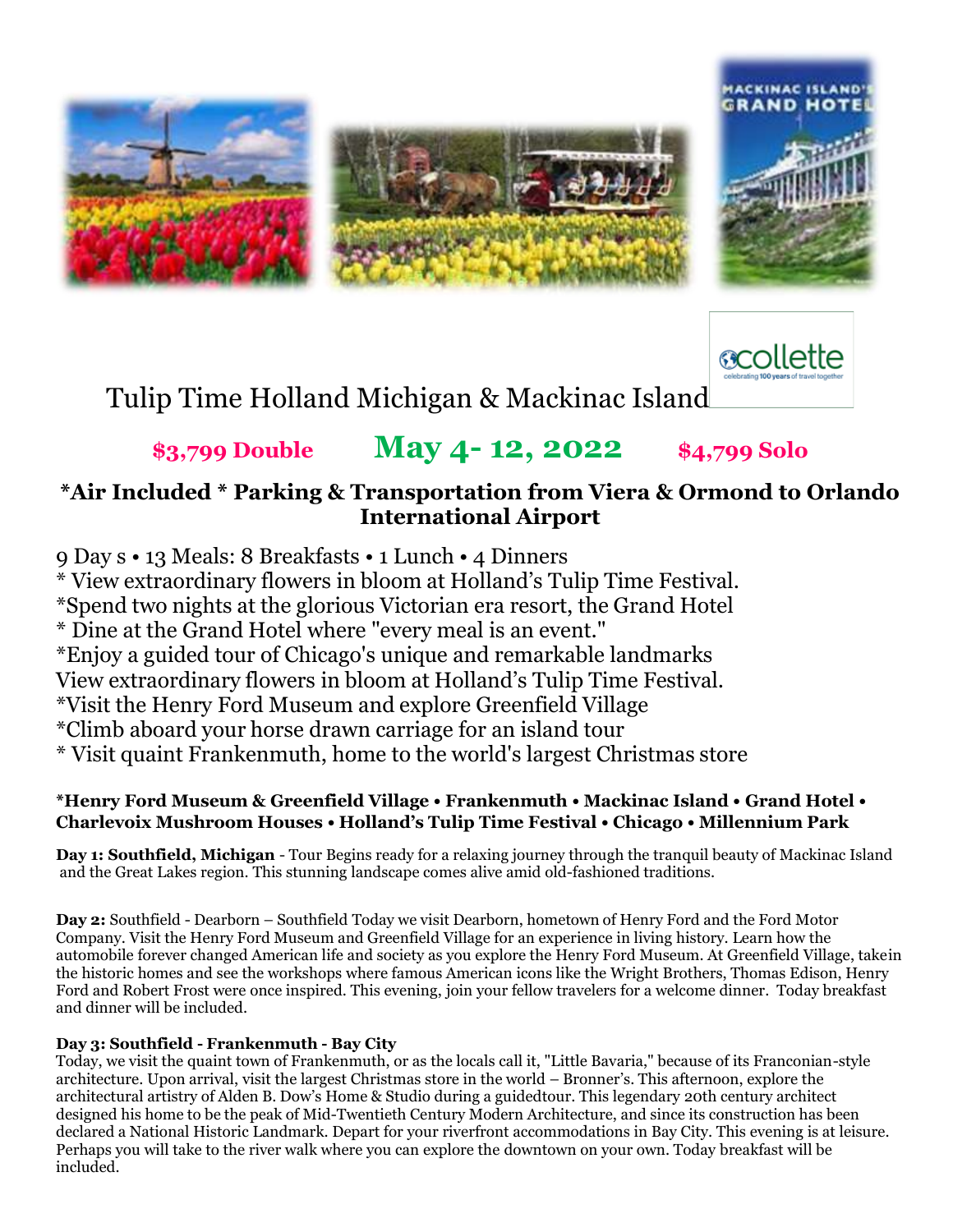# Tulip Time Holland Michigan & Mackinac Island

**$3,799 Double** **May 4- 12, 2022** **$4,799 Solo**

**\*Air Included \* Parking & Transportation from Viera & Ormond to Orlando International Airport**

9 Day s • 13 Meals: 8 Breakfasts • 1 Lunch • 4 Dinners
\* View extraordinary flowers in bloom at Holland's Tulip Time Festival.
\*Spend two nights at the glorious Victorian era resort, the Grand Hotel
\* Dine at the Grand Hotel where "every meal is an event."
\*Enjoy a guided tour of Chicago's unique and remarkable landmarks
View extraordinary flowers in bloom at Holland's Tulip Time Festival.
\*Visit the Henry Ford Museum and explore Greenfield Village
\*Climb aboard your horse drawn carriage for an island tour
\* Visit quaint Frankenmuth, home to the world's largest Christmas store

**\*Henry Ford Museum & Greenfield Village • Frankenmuth • Mackinac Island • Grand Hotel • Charlevoix Mushroom Houses • Holland's Tulip Time Festival • Chicago • Millennium Park**

**Day 1: Southfield, Michigan** - Tour Begins ready for a relaxing journey through the tranquil beauty of Mackinac Island and the Great Lakes region. This stunning landscape comes alive amid old-fashioned traditions.

**Day 2:** Southfield - Dearborn – Southfield Today we visit Dearborn, hometown of Henry Ford and the Ford Motor Company. Visit the Henry Ford Museum and Greenfield Village for an experience in living history. Learn how the automobile forever changed American life and society as you explore the Henry Ford Museum. At Greenfield Village, takein the historic homes and see the workshops where famous American icons like the Wright Brothers, Thomas Edison, Henry Ford and Robert Frost were once inspired. This evening, join your fellow travelers for a welcome dinner. Today breakfast and dinner will be included.

**Day 3: Southfield - Frankenmuth - Bay City**
Today, we visit the quaint town of Frankenmuth, or as the locals call it, "Little Bavaria," because of its Franconian-style architecture. Upon arrival, visit the largest Christmas store in the world – Bronner's. This afternoon, explore the architectural artistry of Alden B. Dow's Home & Studio during a guidedtour. This legendary 20th century architect designed his home to be the peak of Mid-Twentieth Century Modern Architecture, and since its construction has been declared a National Historic Landmark. Depart for your riverfront accommodations in Bay City. This evening is at leisure. Perhaps you will take to the river walk where you can explore the downtown on your own. Today breakfast will be included.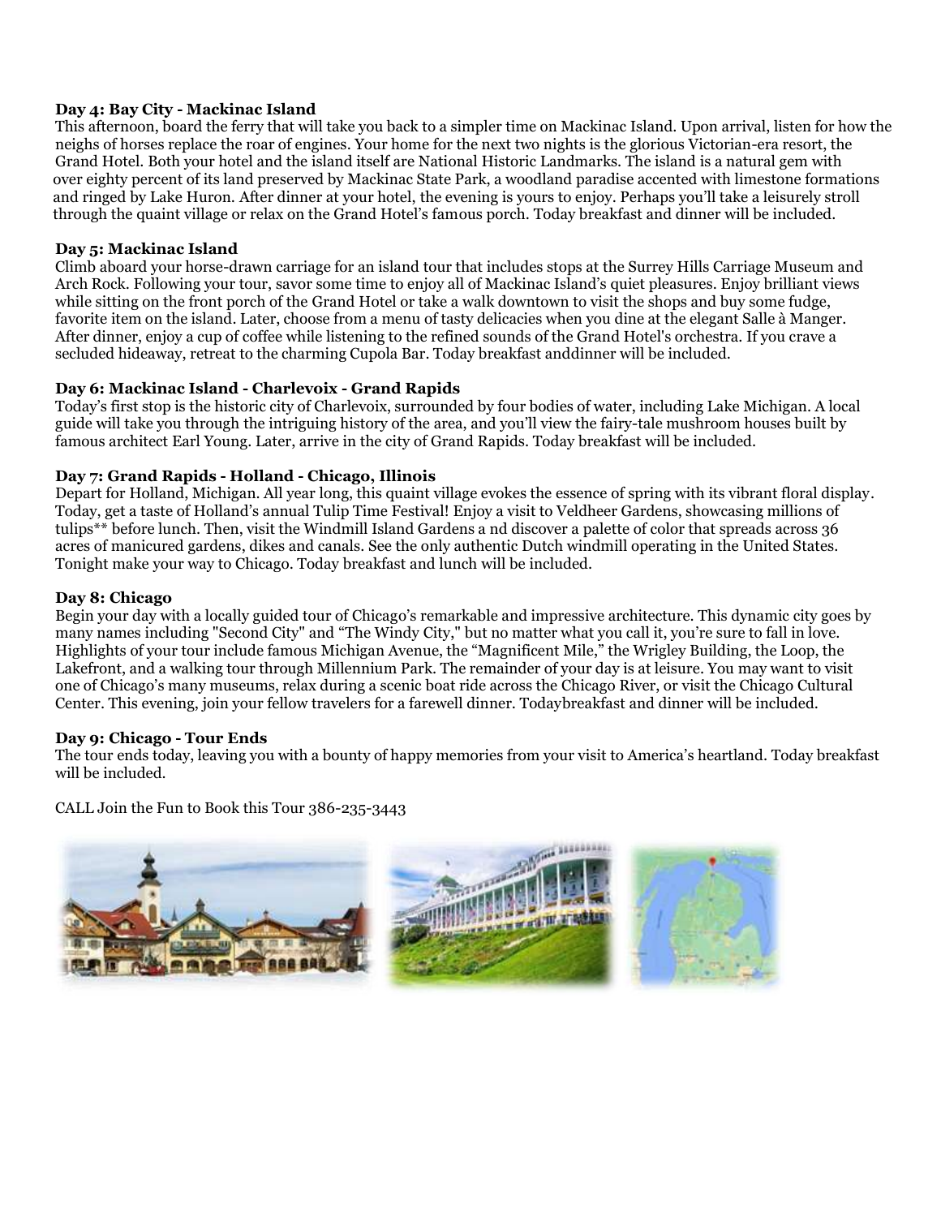**Day 4: Bay City - Mackinac Island**

This afternoon, board the ferry that will take you back to a simpler time on Mackinac Island. Upon arrival, listen for how the neighs of horses replace the roar of engines. Your home for the next two nights is the glorious Victorian-era resort, the Grand Hotel. Both your hotel and the island itself are National Historic Landmarks. The island is a natural gem with over eighty percent of its land preserved by Mackinac State Park, a woodland paradise accented with limestone formations and ringed by Lake Huron. After dinner at your hotel, the evening is yours to enjoy. Perhaps you'll take a leisurely stroll through the quaint village or relax on the Grand Hotel's famous porch. Today breakfast and dinner will be included.

**Day 5: Mackinac Island**

Climb aboard your horse-drawn carriage for an island tour that includes stops at the Surrey Hills Carriage Museum and Arch Rock. Following your tour, savor some time to enjoy all of Mackinac Island's quiet pleasures. Enjoy brilliant views while sitting on the front porch of the Grand Hotel or take a walk downtown to visit the shops and buy some fudge, favorite item on the island. Later, choose from a menu of tasty delicacies when you dine at the elegant Salle à Manger. After dinner, enjoy a cup of coffee while listening to the refined sounds of the Grand Hotel's orchestra. If you crave a secluded hideaway, retreat to the charming Cupola Bar. Today breakfast anddinner will be included.

**Day 6: Mackinac Island - Charlevoix - Grand Rapids**

Today's first stop is the historic city of Charlevoix, surrounded by four bodies of water, including Lake Michigan. A local guide will take you through the intriguing history of the area, and you'll view the fairy-tale mushroom houses built by famous architect Earl Young. Later, arrive in the city of Grand Rapids. Today breakfast will be included.

**Day 7: Grand Rapids - Holland - Chicago, Illinois**

Depart for Holland, Michigan. All year long, this quaint village evokes the essence of spring with its vibrant floral display. Today, get a taste of Holland's annual Tulip Time Festival! Enjoy a visit to Veldheer Gardens, showcasing millions of tulips** before lunch. Then, visit the Windmill Island Gardens a nd discover a palette of color that spreads across 36 acres of manicured gardens, dikes and canals. See the only authentic Dutch windmill operating in the United States. Tonight make your way to Chicago. Today breakfast and lunch will be included.

**Day 8: Chicago**

Begin your day with a locally guided tour of Chicago's remarkable and impressive architecture. This dynamic city goes by many names including "Second City" and "The Windy City," but no matter what you call it, you're sure to fall in love. Highlights of your tour include famous Michigan Avenue, the "Magnificent Mile," the Wrigley Building, the Loop, the Lakefront, and a walking tour through Millennium Park. The remainder of your day is at leisure. You may want to visit one of Chicago's many museums, relax during a scenic boat ride across the Chicago River, or visit the Chicago Cultural Center. This evening, join your fellow travelers for a farewell dinner. Todaybreakfast and dinner will be included.

**Day 9: Chicago - Tour Ends**

The tour ends today, leaving you with a bounty of happy memories from your visit to America's heartland. Today breakfast will be included.

CALL Join the Fun to Book this Tour 386-235-3443